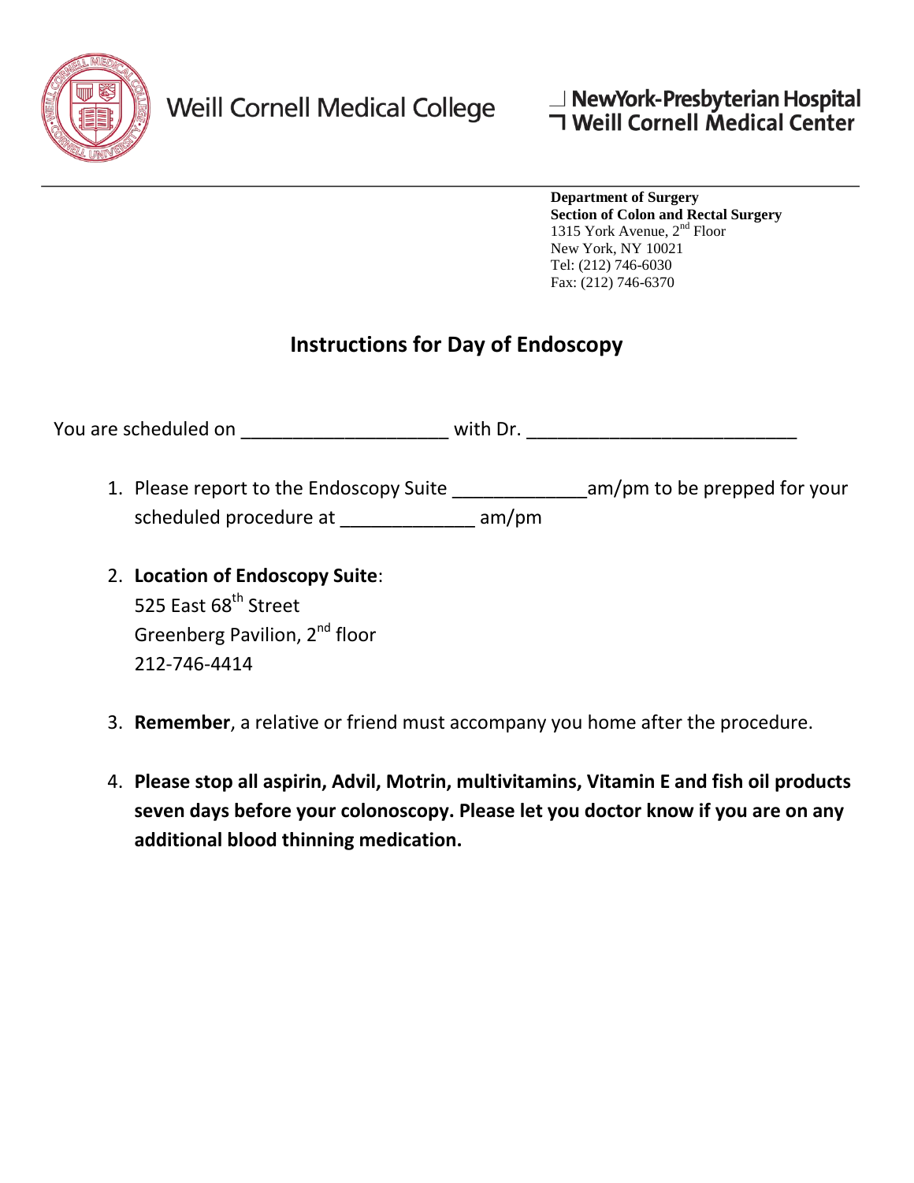Weill Cornell Medical College

NewYork-Presbyterian Hospital
Weill Cornell Medical Center

**Department of Surgery**
**Section of Colon and Rectal Surgery**
1315 York Avenue, 2nd Floor
New York, NY 10021
Tel: (212) 746-6030
Fax: (212) 746-6370

## Instructions for Day of Endoscopy

You are scheduled on ____________________ with Dr. __________________________

1. Please report to the Endoscopy Suite _____________am/pm to be prepped for your scheduled procedure at _____________ am/pm

2. **Location of Endoscopy Suite**:
   525 East 68th Street
   Greenberg Pavilion, 2nd floor
   212-746-4414

3. **Remember**, a relative or friend must accompany you home after the procedure.

4. **Please stop all aspirin, Advil, Motrin, multivitamins, Vitamin E and fish oil products seven days before your colonoscopy. Please let you doctor know if you are on any additional blood thinning medication.**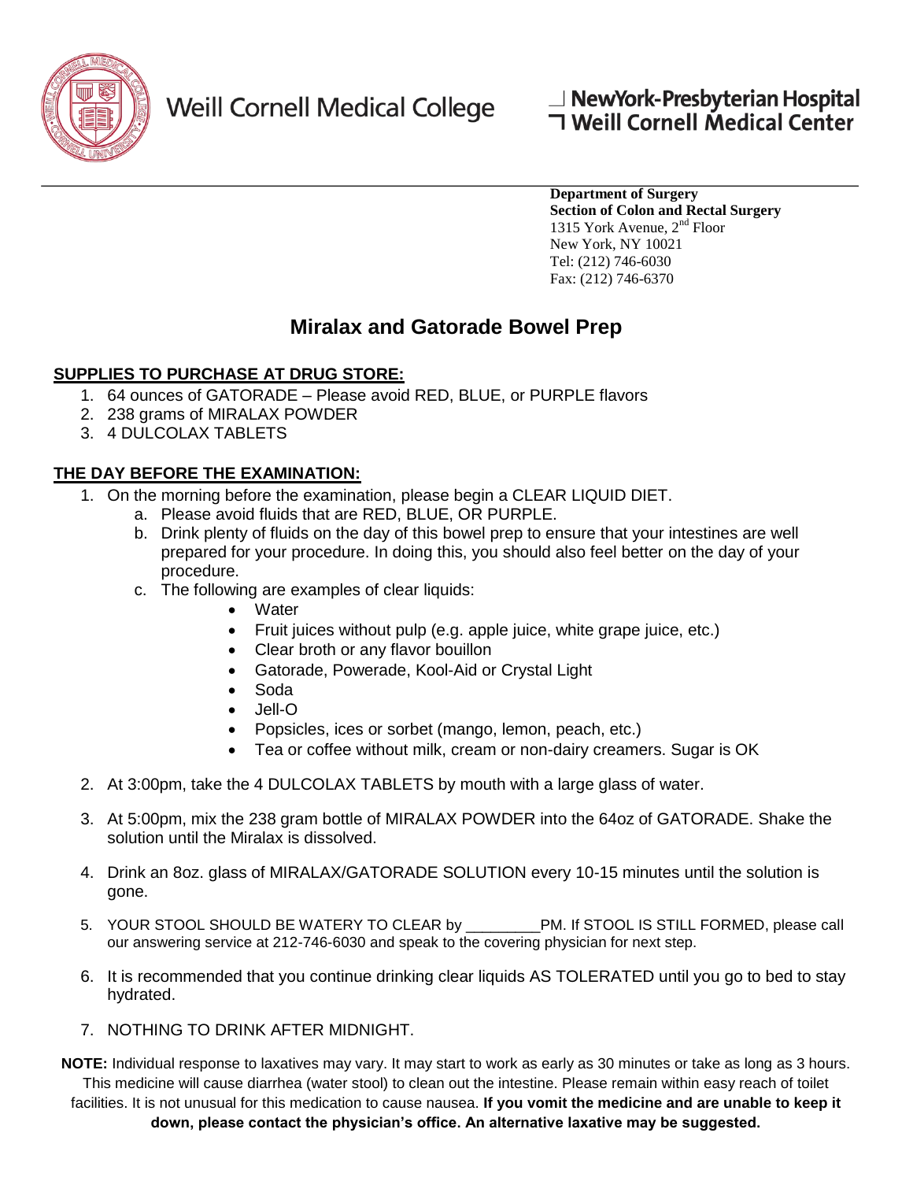Weill Cornell Medical College

NewYork-Presbyterian Hospital
Weill Cornell Medical Center

**Department of Surgery**
**Section of Colon and Rectal Surgery**
1315 York Avenue, 2nd Floor
New York, NY 10021
Tel: (212) 746-6030
Fax: (212) 746-6370

# Miralax and Gatorade Bowel Prep

## SUPPLIES TO PURCHASE AT DRUG STORE:

1. 64 ounces of GATORADE – Please avoid RED, BLUE, or PURPLE flavors
2. 238 grams of MIRALAX POWDER
3. 4 DULCOLAX TABLETS

## THE DAY BEFORE THE EXAMINATION:

1. On the morning before the examination, please begin a CLEAR LIQUID DIET.
   a. Please avoid fluids that are RED, BLUE, OR PURPLE.
   b. Drink plenty of fluids on the day of this bowel prep to ensure that your intestines are well prepared for your procedure. In doing this, you should also feel better on the day of your procedure.
   c. The following are examples of clear liquids:
      - Water
      - Fruit juices without pulp (e.g. apple juice, white grape juice, etc.)
      - Clear broth or any flavor bouillon
      - Gatorade, Powerade, Kool-Aid or Crystal Light
      - Soda
      - Jell-O
      - Popsicles, ices or sorbet (mango, lemon, peach, etc.)
      - Tea or coffee without milk, cream or non-dairy creamers. Sugar is OK
2. At 3:00pm, take the 4 DULCOLAX TABLETS by mouth with a large glass of water.
3. At 5:00pm, mix the 238 gram bottle of MIRALAX POWDER into the 64oz of GATORADE. Shake the solution until the Miralax is dissolved.
4. Drink an 8oz. glass of MIRALAX/GATORADE SOLUTION every 10-15 minutes until the solution is gone.
5. YOUR STOOL SHOULD BE WATERY TO CLEAR by _________PM. If STOOL IS STILL FORMED, please call our answering service at 212-746-6030 and speak to the covering physician for next step.
6. It is recommended that you continue drinking clear liquids AS TOLERATED until you go to bed to stay hydrated.
7. NOTHING TO DRINK AFTER MIDNIGHT.

**NOTE:** Individual response to laxatives may vary. It may start to work as early as 30 minutes or take as long as 3 hours. This medicine will cause diarrhea (water stool) to clean out the intestine. Please remain within easy reach of toilet facilities. It is not unusual for this medication to cause nausea. **If you vomit the medicine and are unable to keep it down, please contact the physician's office. An alternative laxative may be suggested.**